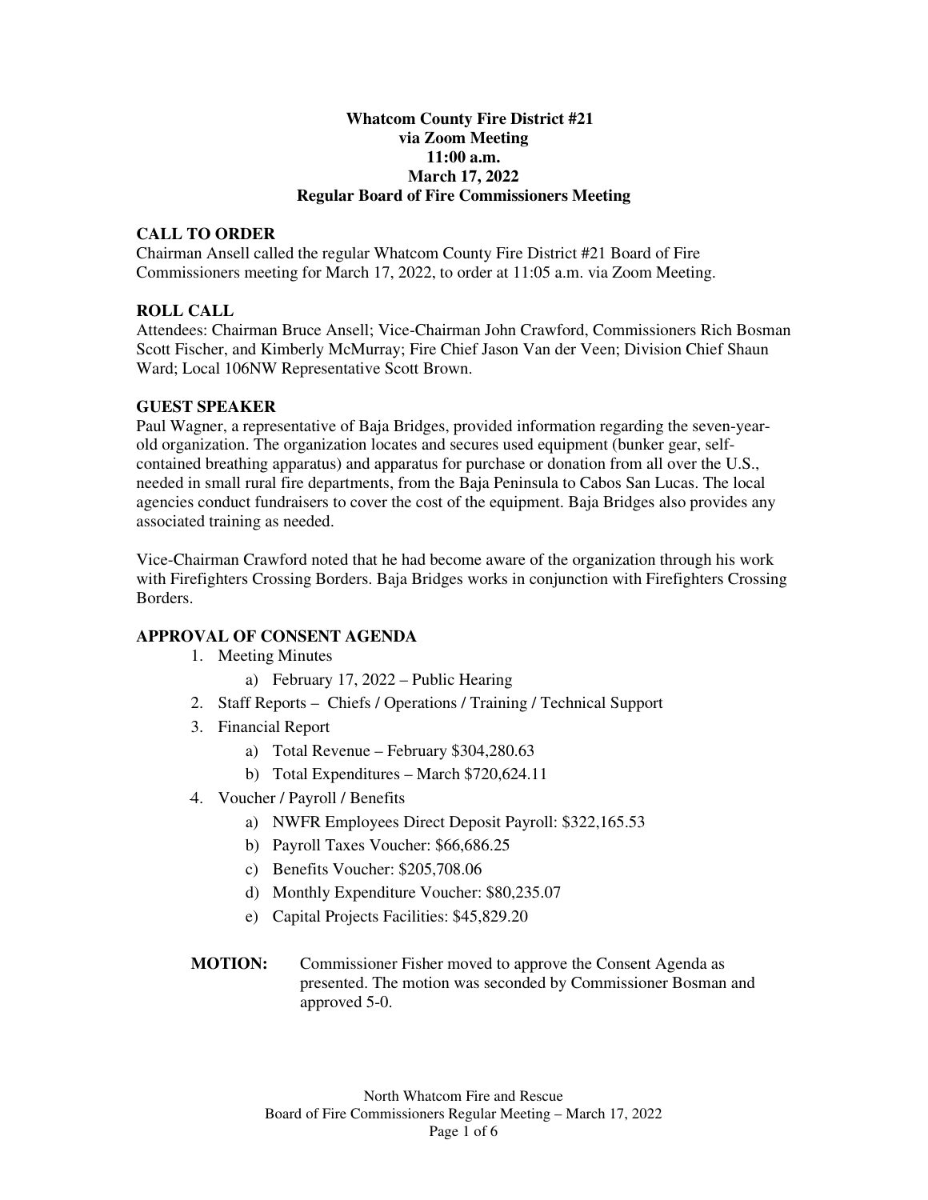# Whatcom County Fire District #21
## via Zoom Meeting
## 11:00 a.m.
## March 17, 2022
## Regular Board of Fire Commissioners Meeting

### CALL TO ORDER

Chairman Ansell called the regular Whatcom County Fire District #21 Board of Fire Commissioners meeting for March 17, 2022, to order at 11:05 a.m. via Zoom Meeting.

### ROLL CALL

Attendees: Chairman Bruce Ansell; Vice-Chairman John Crawford, Commissioners Rich Bosman Scott Fischer, and Kimberly McMurray; Fire Chief Jason Van der Veen; Division Chief Shaun Ward; Local 106NW Representative Scott Brown.

### GUEST SPEAKER

Paul Wagner, a representative of Baja Bridges, provided information regarding the seven-year-old organization. The organization locates and secures used equipment (bunker gear, self-contained breathing apparatus) and apparatus for purchase or donation from all over the U.S., needed in small rural fire departments, from the Baja Peninsula to Cabos San Lucas. The local agencies conduct fundraisers to cover the cost of the equipment. Baja Bridges also provides any associated training as needed.

Vice-Chairman Crawford noted that he had become aware of the organization through his work with Firefighters Crossing Borders. Baja Bridges works in conjunction with Firefighters Crossing Borders.

### APPROVAL OF CONSENT AGENDA

1. Meeting Minutes
   a) February 17, 2022 – Public Hearing
2. Staff Reports – Chiefs / Operations / Training / Technical Support
3. Financial Report
   a) Total Revenue – February $304,280.63
   b) Total Expenditures – March $720,624.11
4. Voucher / Payroll / Benefits
   a) NWFR Employees Direct Deposit Payroll: $322,165.53
   b) Payroll Taxes Voucher: $66,686.25
   c) Benefits Voucher: $205,708.06
   d) Monthly Expenditure Voucher: $80,235.07
   e) Capital Projects Facilities: $45,829.20

**MOTION:** Commissioner Fisher moved to approve the Consent Agenda as presented. The motion was seconded by Commissioner Bosman and approved 5-0.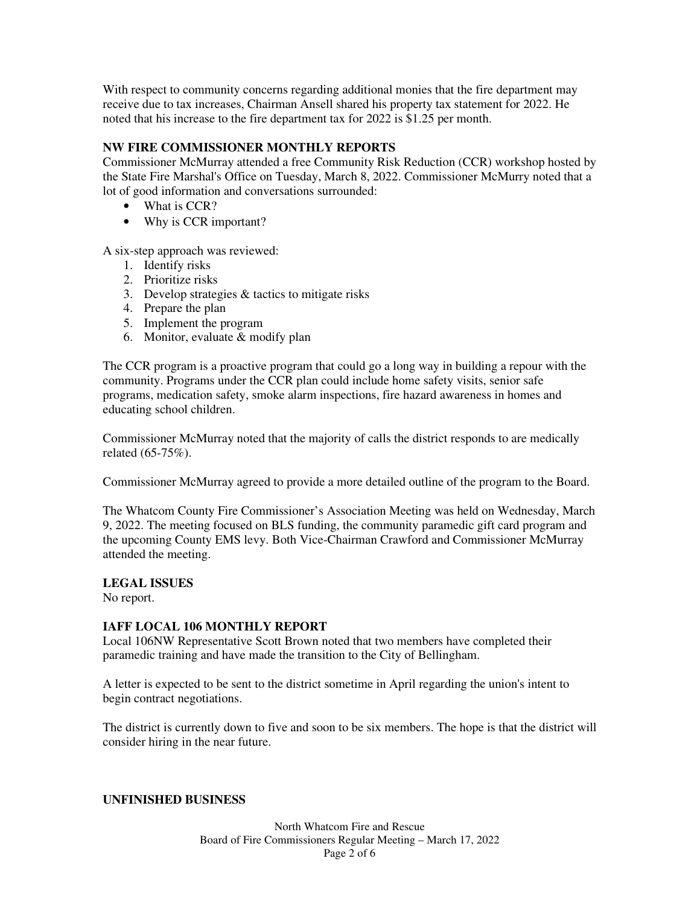With respect to community concerns regarding additional monies that the fire department may receive due to tax increases, Chairman Ansell shared his property tax statement for 2022. He noted that his increase to the fire department tax for 2022 is $1.25 per month.

**NW FIRE COMMISSIONER MONTHLY REPORTS**

Commissioner McMurray attended a free Community Risk Reduction (CCR) workshop hosted by the State Fire Marshal's Office on Tuesday, March 8, 2022. Commissioner McMurry noted that a lot of good information and conversations surrounded:

- What is CCR?
- Why is CCR important?

A six-step approach was reviewed:

1. Identify risks
2. Prioritize risks
3. Develop strategies & tactics to mitigate risks
4. Prepare the plan
5. Implement the program
6. Monitor, evaluate & modify plan

The CCR program is a proactive program that could go a long way in building a repour with the community. Programs under the CCR plan could include home safety visits, senior safe programs, medication safety, smoke alarm inspections, fire hazard awareness in homes and educating school children.

Commissioner McMurray noted that the majority of calls the district responds to are medically related (65-75%).

Commissioner McMurray agreed to provide a more detailed outline of the program to the Board.

The Whatcom County Fire Commissioner's Association Meeting was held on Wednesday, March 9, 2022. The meeting focused on BLS funding, the community paramedic gift card program and the upcoming County EMS levy. Both Vice-Chairman Crawford and Commissioner McMurray attended the meeting.

**LEGAL ISSUES**

No report.

**IAFF LOCAL 106 MONTHLY REPORT**

Local 106NW Representative Scott Brown noted that two members have completed their paramedic training and have made the transition to the City of Bellingham.

A letter is expected to be sent to the district sometime in April regarding the union's intent to begin contract negotiations.

The district is currently down to five and soon to be six members. The hope is that the district will consider hiring in the near future.

**UNFINISHED BUSINESS**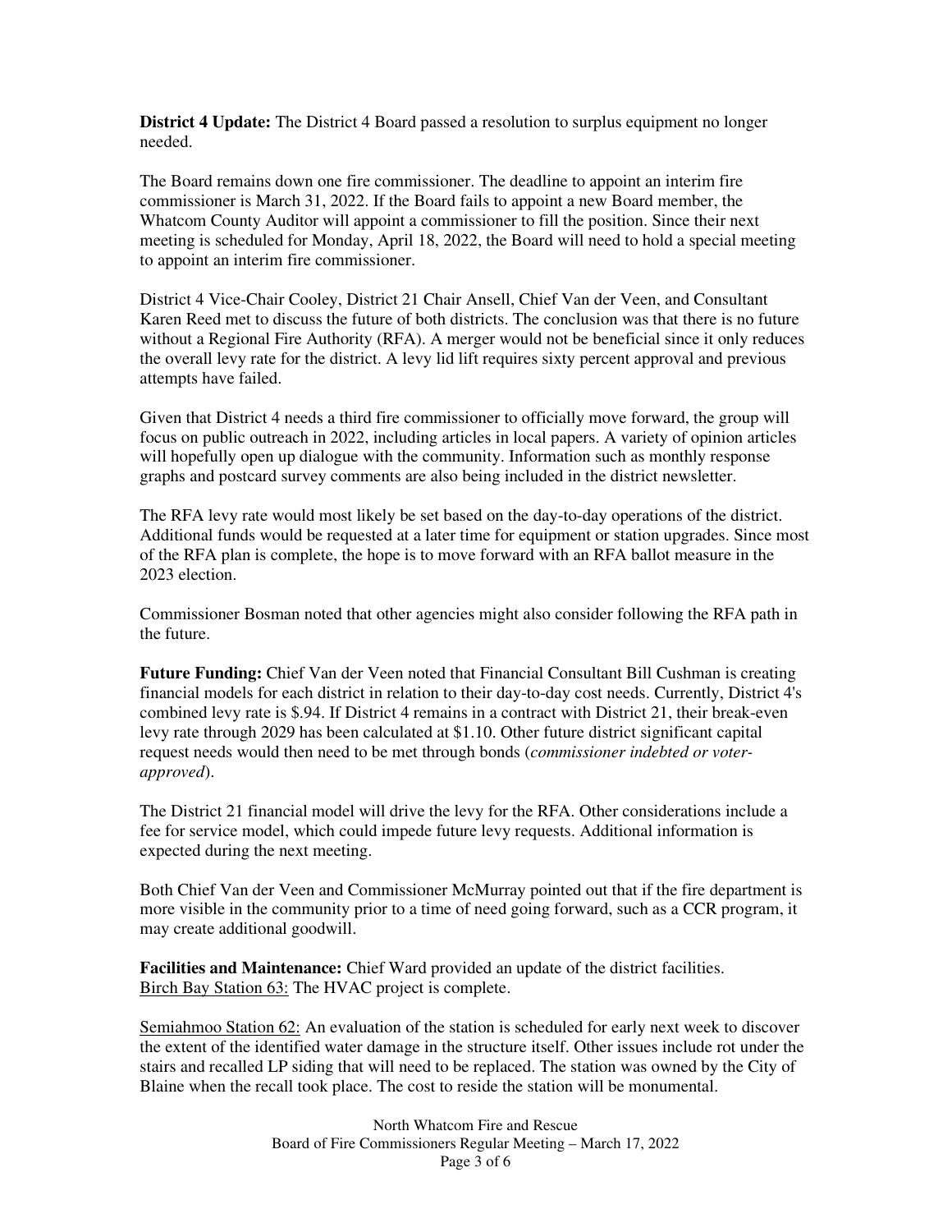**District 4 Update:** The District 4 Board passed a resolution to surplus equipment no longer needed.

The Board remains down one fire commissioner. The deadline to appoint an interim fire commissioner is March 31, 2022. If the Board fails to appoint a new Board member, the Whatcom County Auditor will appoint a commissioner to fill the position. Since their next meeting is scheduled for Monday, April 18, 2022, the Board will need to hold a special meeting to appoint an interim fire commissioner.

District 4 Vice-Chair Cooley, District 21 Chair Ansell, Chief Van der Veen, and Consultant Karen Reed met to discuss the future of both districts. The conclusion was that there is no future without a Regional Fire Authority (RFA). A merger would not be beneficial since it only reduces the overall levy rate for the district. A levy lid lift requires sixty percent approval and previous attempts have failed.

Given that District 4 needs a third fire commissioner to officially move forward, the group will focus on public outreach in 2022, including articles in local papers. A variety of opinion articles will hopefully open up dialogue with the community. Information such as monthly response graphs and postcard survey comments are also being included in the district newsletter.

The RFA levy rate would most likely be set based on the day-to-day operations of the district. Additional funds would be requested at a later time for equipment or station upgrades. Since most of the RFA plan is complete, the hope is to move forward with an RFA ballot measure in the 2023 election.

Commissioner Bosman noted that other agencies might also consider following the RFA path in the future.

**Future Funding:** Chief Van der Veen noted that Financial Consultant Bill Cushman is creating financial models for each district in relation to their day-to-day cost needs. Currently, District 4's combined levy rate is $.94. If District 4 remains in a contract with District 21, their break-even levy rate through 2029 has been calculated at $1.10. Other future district significant capital request needs would then need to be met through bonds (*commissioner indebted or voter-approved*).

The District 21 financial model will drive the levy for the RFA. Other considerations include a fee for service model, which could impede future levy requests. Additional information is expected during the next meeting.

Both Chief Van der Veen and Commissioner McMurray pointed out that if the fire department is more visible in the community prior to a time of need going forward, such as a CCR program, it may create additional goodwill.

**Facilities and Maintenance:** Chief Ward provided an update of the district facilities.
<u>Birch Bay Station 63:</u> The HVAC project is complete.

<u>Semiahmoo Station 62:</u> An evaluation of the station is scheduled for early next week to discover the extent of the identified water damage in the structure itself. Other issues include rot under the stairs and recalled LP siding that will need to be replaced. The station was owned by the City of Blaine when the recall took place. The cost to reside the station will be monumental.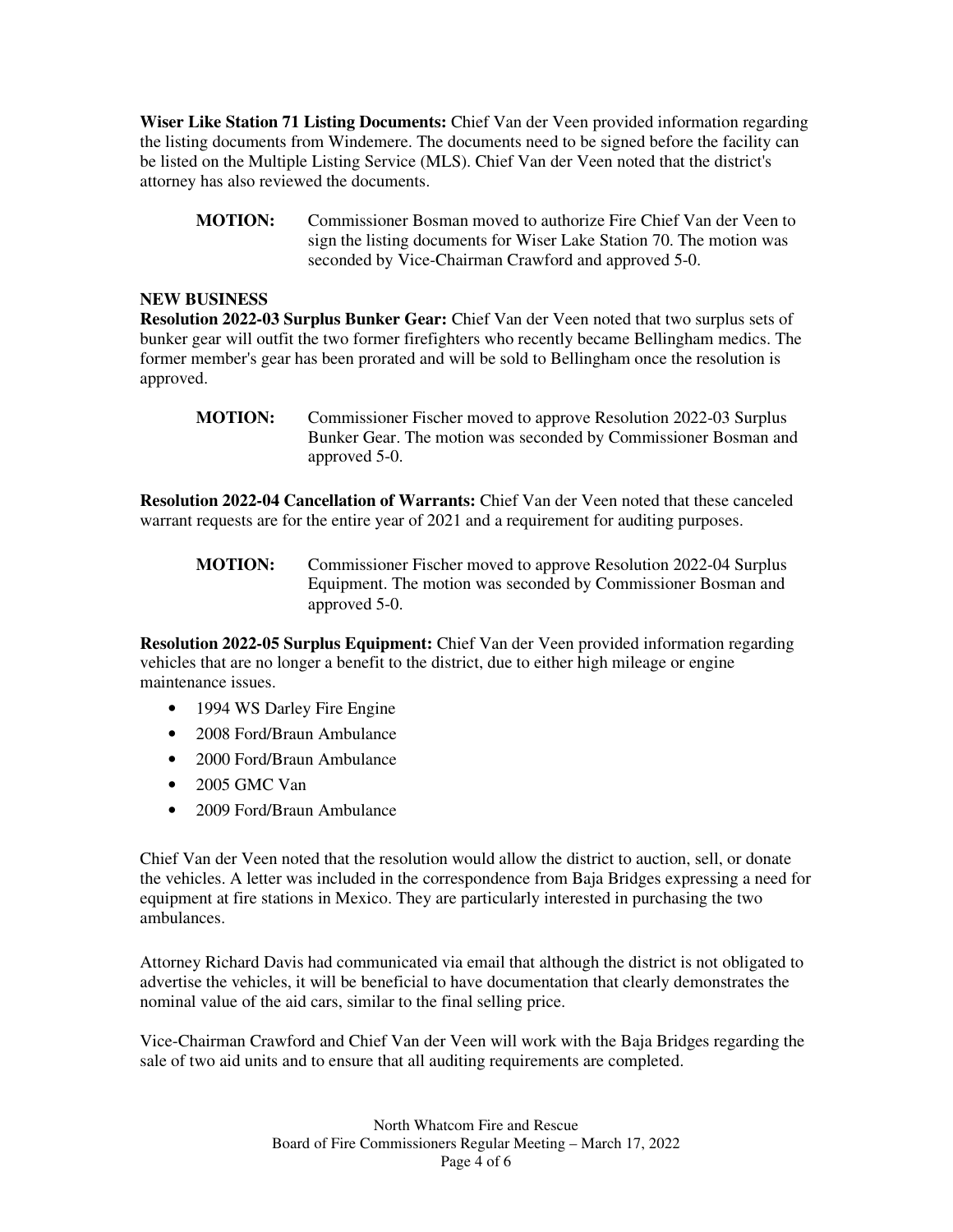**Wiser Like Station 71 Listing Documents:** Chief Van der Veen provided information regarding the listing documents from Windemere. The documents need to be signed before the facility can be listed on the Multiple Listing Service (MLS). Chief Van der Veen noted that the district's attorney has also reviewed the documents.

> **MOTION:** Commissioner Bosman moved to authorize Fire Chief Van der Veen to sign the listing documents for Wiser Lake Station 70. The motion was seconded by Vice-Chairman Crawford and approved 5-0.

**NEW BUSINESS**

**Resolution 2022-03 Surplus Bunker Gear:** Chief Van der Veen noted that two surplus sets of bunker gear will outfit the two former firefighters who recently became Bellingham medics. The former member's gear has been prorated and will be sold to Bellingham once the resolution is approved.

> **MOTION:** Commissioner Fischer moved to approve Resolution 2022-03 Surplus Bunker Gear. The motion was seconded by Commissioner Bosman and approved 5-0.

**Resolution 2022-04 Cancellation of Warrants:** Chief Van der Veen noted that these canceled warrant requests are for the entire year of 2021 and a requirement for auditing purposes.

> **MOTION:** Commissioner Fischer moved to approve Resolution 2022-04 Surplus Equipment. The motion was seconded by Commissioner Bosman and approved 5-0.

**Resolution 2022-05 Surplus Equipment:** Chief Van der Veen provided information regarding vehicles that are no longer a benefit to the district, due to either high mileage or engine maintenance issues.

- 1994 WS Darley Fire Engine
- 2008 Ford/Braun Ambulance
- 2000 Ford/Braun Ambulance
- 2005 GMC Van
- 2009 Ford/Braun Ambulance

Chief Van der Veen noted that the resolution would allow the district to auction, sell, or donate the vehicles. A letter was included in the correspondence from Baja Bridges expressing a need for equipment at fire stations in Mexico. They are particularly interested in purchasing the two ambulances.

Attorney Richard Davis had communicated via email that although the district is not obligated to advertise the vehicles, it will be beneficial to have documentation that clearly demonstrates the nominal value of the aid cars, similar to the final selling price.

Vice-Chairman Crawford and Chief Van der Veen will work with the Baja Bridges regarding the sale of two aid units and to ensure that all auditing requirements are completed.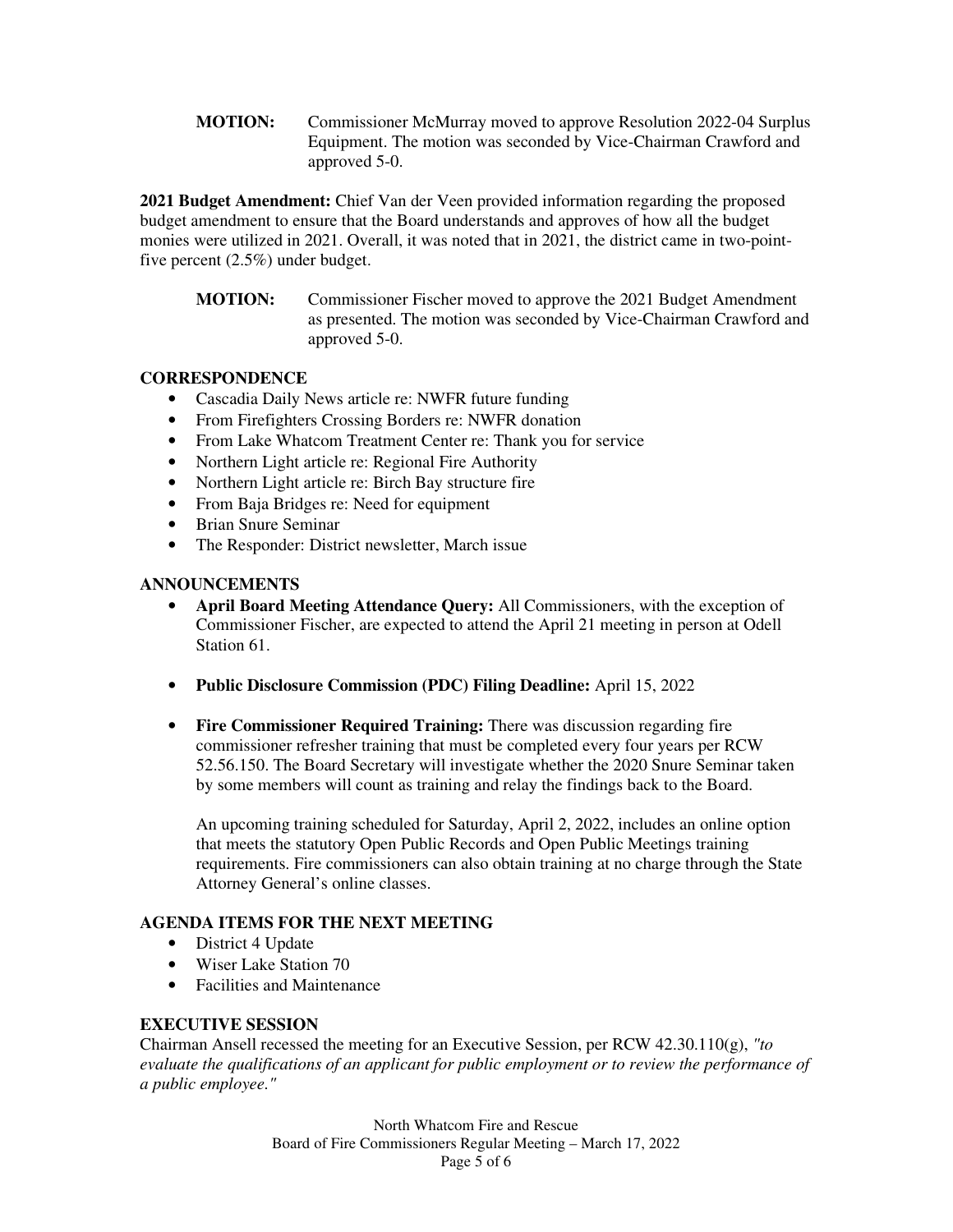**MOTION:** Commissioner McMurray moved to approve Resolution 2022-04 Surplus Equipment. The motion was seconded by Vice-Chairman Crawford and approved 5-0.

**2021 Budget Amendment:** Chief Van der Veen provided information regarding the proposed budget amendment to ensure that the Board understands and approves of how all the budget monies were utilized in 2021. Overall, it was noted that in 2021, the district came in two-point-five percent (2.5%) under budget.

**MOTION:** Commissioner Fischer moved to approve the 2021 Budget Amendment as presented. The motion was seconded by Vice-Chairman Crawford and approved 5-0.

## CORRESPONDENCE

- Cascadia Daily News article re: NWFR future funding
- From Firefighters Crossing Borders re: NWFR donation
- From Lake Whatcom Treatment Center re: Thank you for service
- Northern Light article re: Regional Fire Authority
- Northern Light article re: Birch Bay structure fire
- From Baja Bridges re: Need for equipment
- Brian Snure Seminar
- The Responder: District newsletter, March issue

## ANNOUNCEMENTS

- **April Board Meeting Attendance Query:** All Commissioners, with the exception of Commissioner Fischer, are expected to attend the April 21 meeting in person at Odell Station 61.

- **Public Disclosure Commission (PDC) Filing Deadline:** April 15, 2022

- **Fire Commissioner Required Training:** There was discussion regarding fire commissioner refresher training that must be completed every four years per RCW 52.56.150. The Board Secretary will investigate whether the 2020 Snure Seminar taken by some members will count as training and relay the findings back to the Board.

  An upcoming training scheduled for Saturday, April 2, 2022, includes an online option that meets the statutory Open Public Records and Open Public Meetings training requirements. Fire commissioners can also obtain training at no charge through the State Attorney General's online classes.

## AGENDA ITEMS FOR THE NEXT MEETING

- District 4 Update
- Wiser Lake Station 70
- Facilities and Maintenance

## EXECUTIVE SESSION

Chairman Ansell recessed the meeting for an Executive Session, per RCW 42.30.110(g), *"to evaluate the qualifications of an applicant for public employment or to review the performance of a public employee."*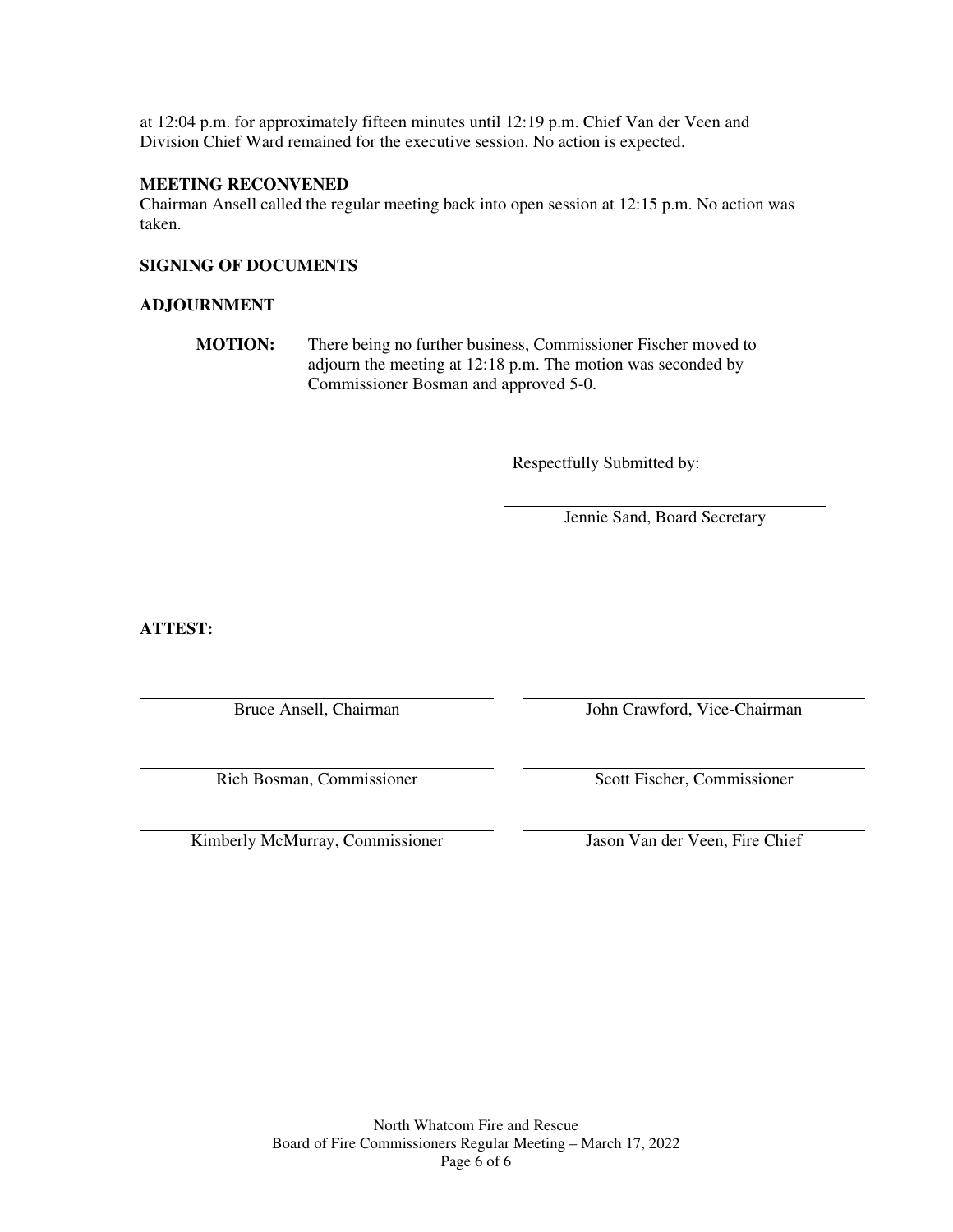at 12:04 p.m. for approximately fifteen minutes until 12:19 p.m. Chief Van der Veen and Division Chief Ward remained for the executive session. No action is expected.

**MEETING RECONVENED**

Chairman Ansell called the regular meeting back into open session at 12:15 p.m. No action was taken.

**SIGNING OF DOCUMENTS**

**ADJOURNMENT**

**MOTION:** There being no further business, Commissioner Fischer moved to adjourn the meeting at 12:18 p.m. The motion was seconded by Commissioner Bosman and approved 5-0.

Respectfully Submitted by:

\_\_\_\_\_\_\_\_\_\_\_\_\_\_\_\_\_\_\_\_\_\_\_\_\_\_\_\_\_\_
Jennie Sand, Board Secretary

**ATTEST:**

| | |
|---|---|
| \_\_\_\_\_\_\_\_\_\_\_\_\_\_\_\_\_\_\_\_\_\_\_\_\_\_\_\_\_\_ Bruce Ansell, Chairman | \_\_\_\_\_\_\_\_\_\_\_\_\_\_\_\_\_\_\_\_\_\_\_\_\_\_\_\_\_\_ John Crawford, Vice-Chairman |
| \_\_\_\_\_\_\_\_\_\_\_\_\_\_\_\_\_\_\_\_\_\_\_\_\_\_\_\_\_\_ Rich Bosman, Commissioner | \_\_\_\_\_\_\_\_\_\_\_\_\_\_\_\_\_\_\_\_\_\_\_\_\_\_\_\_\_\_ Scott Fischer, Commissioner |
| \_\_\_\_\_\_\_\_\_\_\_\_\_\_\_\_\_\_\_\_\_\_\_\_\_\_\_\_\_\_ Kimberly McMurray, Commissioner | \_\_\_\_\_\_\_\_\_\_\_\_\_\_\_\_\_\_\_\_\_\_\_\_\_\_\_\_\_\_ Jason Van der Veen, Fire Chief |